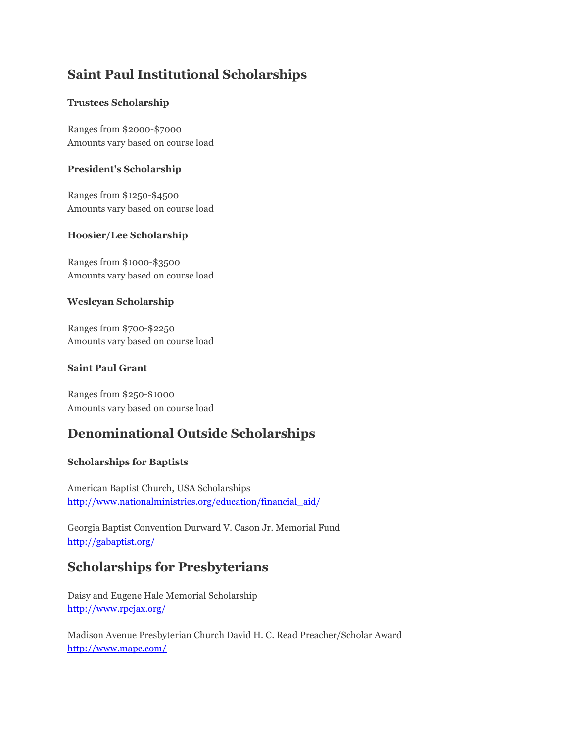## Saint Paul Institutional Scholarships

### Trustees Scholarship

Ranges from $2000-$7000
Amounts vary based on course load

### President's Scholarship

Ranges from $1250-$4500
Amounts vary based on course load

### Hoosier/Lee Scholarship

Ranges from $1000-$3500
Amounts vary based on course load

### Wesleyan Scholarship

Ranges from $700-$2250
Amounts vary based on course load

### Saint Paul Grant

Ranges from $250-$1000
Amounts vary based on course load

## Denominational Outside Scholarships

### Scholarships for Baptists

American Baptist Church, USA Scholarships
http://www.nationalministries.org/education/financial_aid/

Georgia Baptist Convention Durward V. Cason Jr. Memorial Fund
http://gabaptist.org/

## Scholarships for Presbyterians

Daisy and Eugene Hale Memorial Scholarship
http://www.rpcjax.org/

Madison Avenue Presbyterian Church David H. C. Read Preacher/Scholar Award
http://www.mapc.com/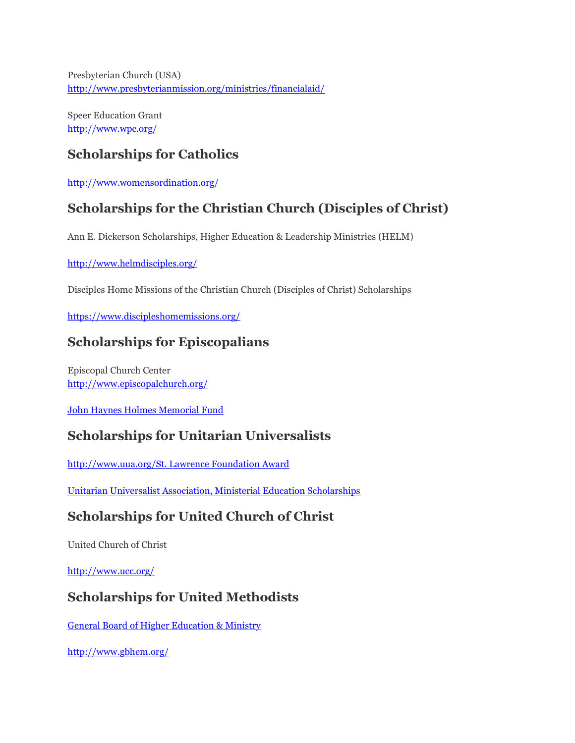Presbyterian Church (USA)
http://www.presbyterianmission.org/ministries/financialaid/

Speer Education Grant
http://www.wpc.org/

## Scholarships for Catholics

http://www.womensordination.org/

## Scholarships for the Christian Church (Disciples of Christ)

Ann E. Dickerson Scholarships, Higher Education & Leadership Ministries (HELM)

http://www.helmdisciples.org/

Disciples Home Missions of the Christian Church (Disciples of Christ) Scholarships

https://www.discipleshomemissions.org/

## Scholarships for Episcopalians

Episcopal Church Center
http://www.episcopalchurch.org/

John Haynes Holmes Memorial Fund

## Scholarships for Unitarian Universalists

http://www.uua.org/St. Lawrence Foundation Award

Unitarian Universalist Association, Ministerial Education Scholarships

## Scholarships for United Church of Christ

United Church of Christ

http://www.ucc.org/

## Scholarships for United Methodists

General Board of Higher Education & Ministry

http://www.gbhem.org/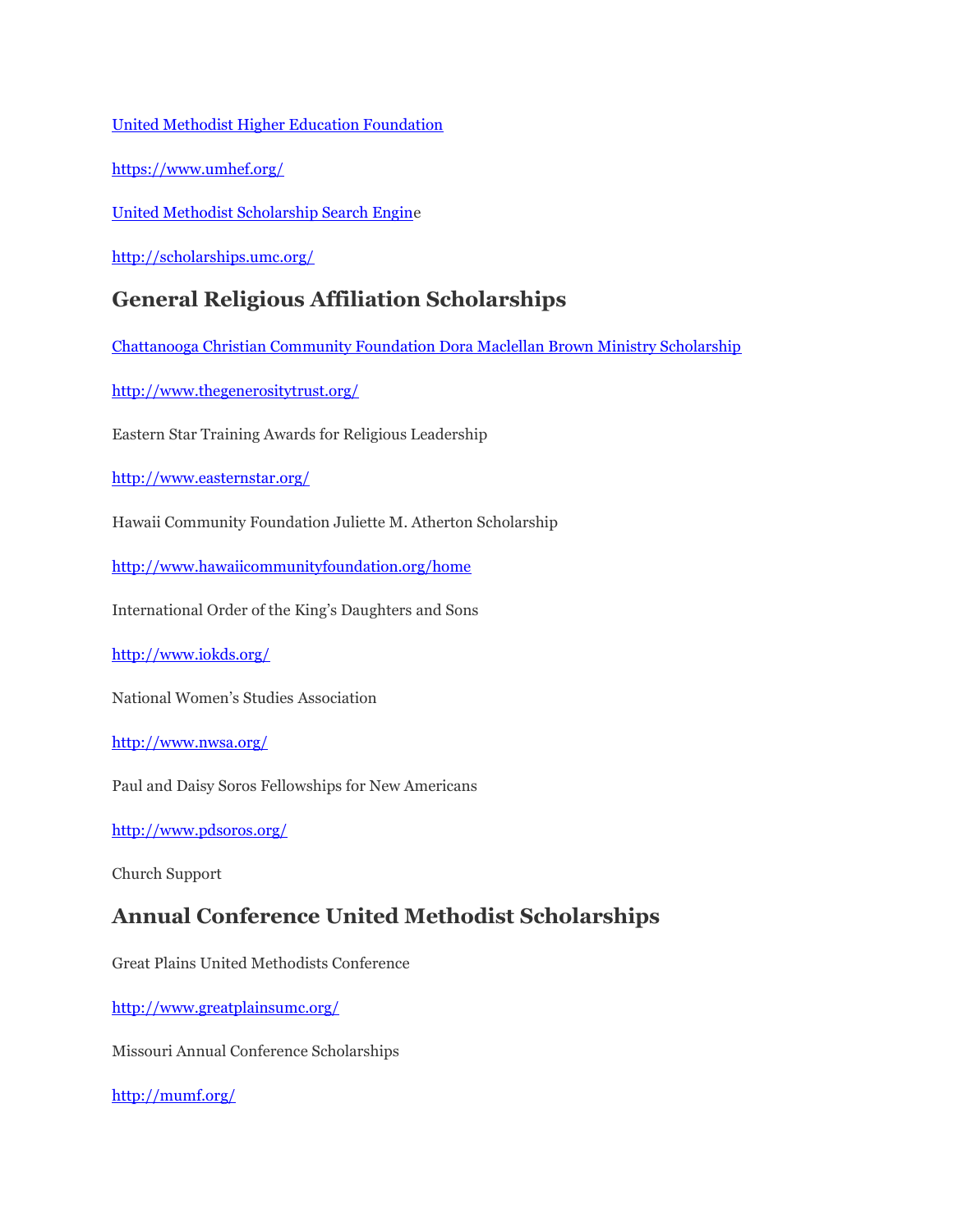[United Methodist Higher Education Foundation](https://www.umhef.org/)

https://www.umhef.org/

[United Methodist Scholarship Search Engin](http://scholarships.umc.org/)e

http://scholarships.umc.org/

## General Religious Affiliation Scholarships

[Chattanooga Christian Community Foundation Dora Maclellan Brown Ministry Scholarship](http://www.thegenerositytrust.org/)

http://www.thegenerositytrust.org/

Eastern Star Training Awards for Religious Leadership

http://www.easternstar.org/

Hawaii Community Foundation Juliette M. Atherton Scholarship

http://www.hawaiicommunityfoundation.org/home

International Order of the King's Daughters and Sons

http://www.iokds.org/

National Women's Studies Association

http://www.nwsa.org/

Paul and Daisy Soros Fellowships for New Americans

http://www.pdsoros.org/

Church Support

## Annual Conference United Methodist Scholarships

Great Plains United Methodists Conference

http://www.greatplainsumc.org/

Missouri Annual Conference Scholarships

http://mumf.org/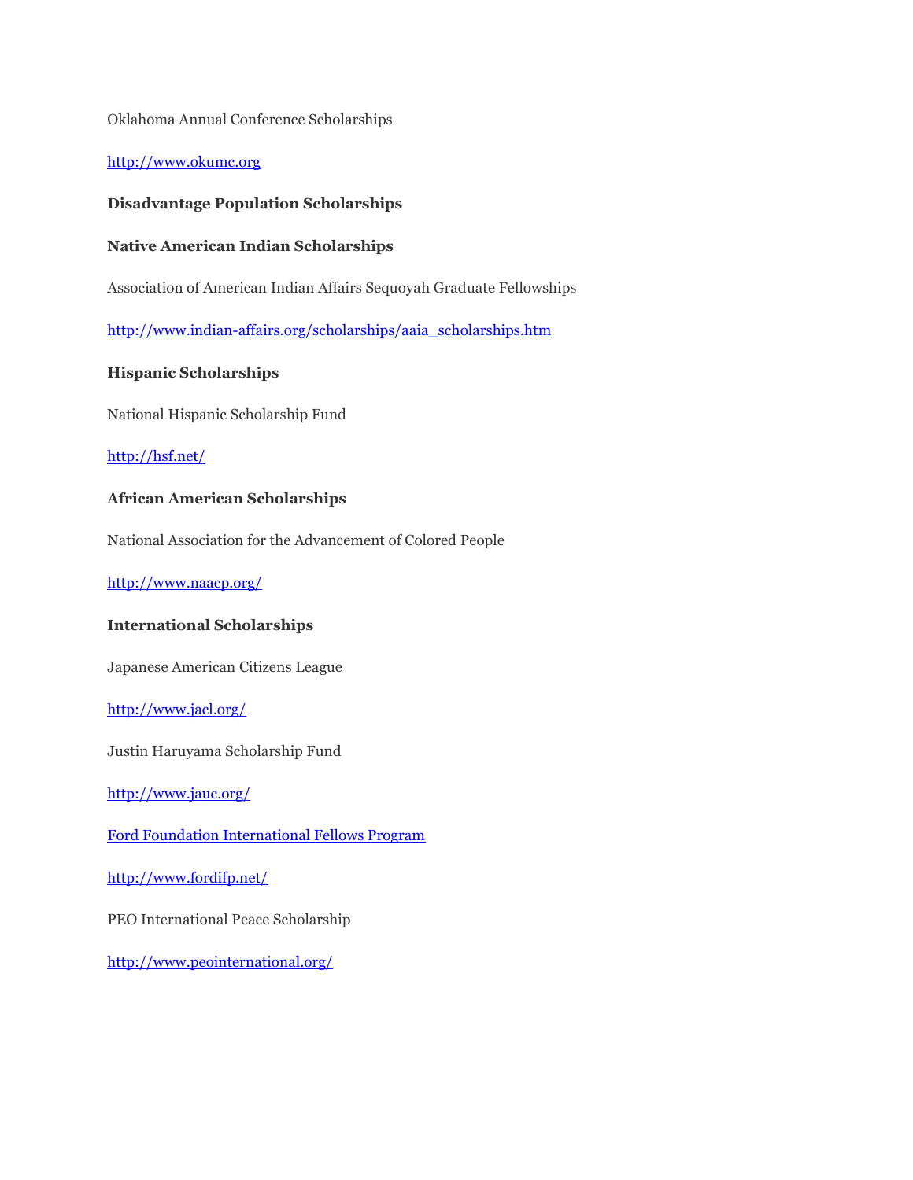Oklahoma Annual Conference Scholarships

http://www.okumc.org

**Disadvantage Population Scholarships**

**Native American Indian Scholarships**

Association of American Indian Affairs Sequoyah Graduate Fellowships

http://www.indian-affairs.org/scholarships/aaia_scholarships.htm

**Hispanic Scholarships**

National Hispanic Scholarship Fund

http://hsf.net/

**African American Scholarships**

National Association for the Advancement of Colored People

http://www.naacp.org/

**International Scholarships**

Japanese American Citizens League

http://www.jacl.org/

Justin Haruyama Scholarship Fund

http://www.jauc.org/

Ford Foundation International Fellows Program

http://www.fordifp.net/

PEO International Peace Scholarship

http://www.peointernational.org/